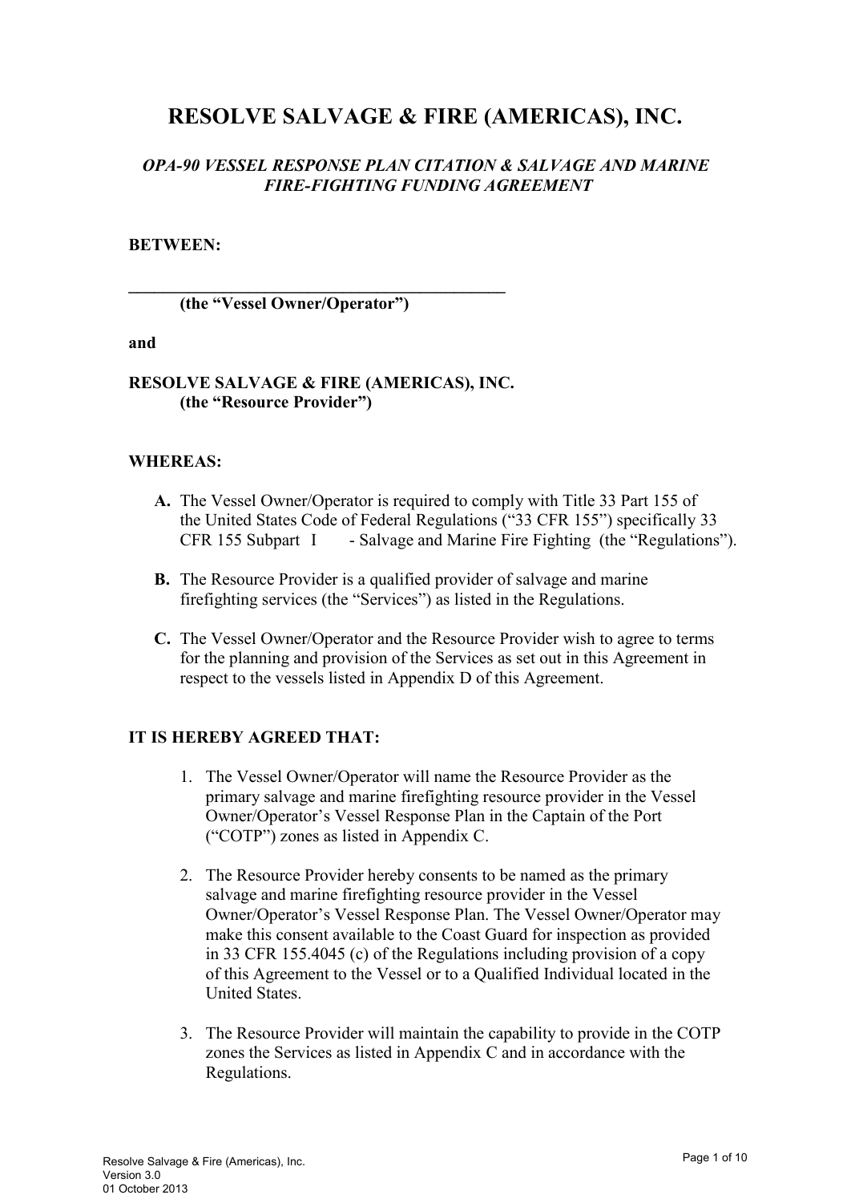# RESOLVE SALVAGE & FIRE (AMERICAS), INC.

## *OPA-90 VESSEL RESPONSE PLAN CITATION & SALVAGE AND MARINE FIRE-FIGHTING FUNDING AGREEMENT*

**BETWEEN:**

**_____________________________________________**
**(the "Vessel Owner/Operator")**

**and**

**RESOLVE SALVAGE & FIRE (AMERICAS), INC.**
**(the "Resource Provider")**

**WHEREAS:**

**A.** The Vessel Owner/Operator is required to comply with Title 33 Part 155 of the United States Code of Federal Regulations ("33 CFR 155") specifically 33 CFR 155 Subpart I - Salvage and Marine Fire Fighting (the "Regulations").

**B.** The Resource Provider is a qualified provider of salvage and marine firefighting services (the "Services") as listed in the Regulations.

**C.** The Vessel Owner/Operator and the Resource Provider wish to agree to terms for the planning and provision of the Services as set out in this Agreement in respect to the vessels listed in Appendix D of this Agreement.

**IT IS HEREBY AGREED THAT:**

1. The Vessel Owner/Operator will name the Resource Provider as the primary salvage and marine firefighting resource provider in the Vessel Owner/Operator's Vessel Response Plan in the Captain of the Port ("COTP") zones as listed in Appendix C.

2. The Resource Provider hereby consents to be named as the primary salvage and marine firefighting resource provider in the Vessel Owner/Operator's Vessel Response Plan. The Vessel Owner/Operator may make this consent available to the Coast Guard for inspection as provided in 33 CFR 155.4045 (c) of the Regulations including provision of a copy of this Agreement to the Vessel or to a Qualified Individual located in the United States.

3. The Resource Provider will maintain the capability to provide in the COTP zones the Services as listed in Appendix C and in accordance with the Regulations.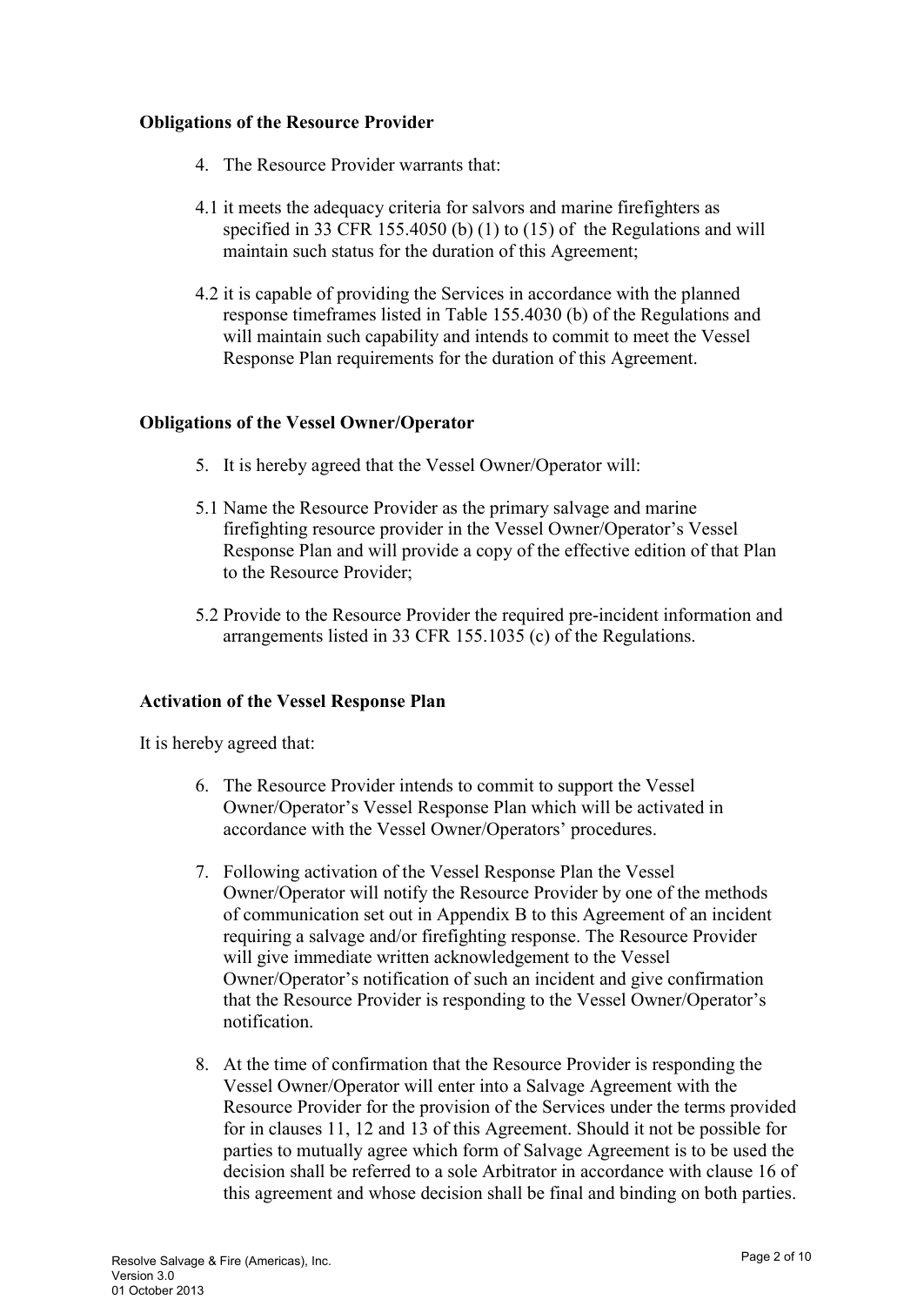**Obligations of the Resource Provider**

4. The Resource Provider warrants that:

4.1 it meets the adequacy criteria for salvors and marine firefighters as specified in 33 CFR 155.4050 (b) (1) to (15) of the Regulations and will maintain such status for the duration of this Agreement;

4.2 it is capable of providing the Services in accordance with the planned response timeframes listed in Table 155.4030 (b) of the Regulations and will maintain such capability and intends to commit to meet the Vessel Response Plan requirements for the duration of this Agreement.

**Obligations of the Vessel Owner/Operator**

5. It is hereby agreed that the Vessel Owner/Operator will:

5.1 Name the Resource Provider as the primary salvage and marine firefighting resource provider in the Vessel Owner/Operator's Vessel Response Plan and will provide a copy of the effective edition of that Plan to the Resource Provider;

5.2 Provide to the Resource Provider the required pre-incident information and arrangements listed in 33 CFR 155.1035 (c) of the Regulations.

**Activation of the Vessel Response Plan**

It is hereby agreed that:

6. The Resource Provider intends to commit to support the Vessel Owner/Operator's Vessel Response Plan which will be activated in accordance with the Vessel Owner/Operators' procedures.

7. Following activation of the Vessel Response Plan the Vessel Owner/Operator will notify the Resource Provider by one of the methods of communication set out in Appendix B to this Agreement of an incident requiring a salvage and/or firefighting response. The Resource Provider will give immediate written acknowledgement to the Vessel Owner/Operator's notification of such an incident and give confirmation that the Resource Provider is responding to the Vessel Owner/Operator's notification.

8. At the time of confirmation that the Resource Provider is responding the Vessel Owner/Operator will enter into a Salvage Agreement with the Resource Provider for the provision of the Services under the terms provided for in clauses 11, 12 and 13 of this Agreement. Should it not be possible for parties to mutually agree which form of Salvage Agreement is to be used the decision shall be referred to a sole Arbitrator in accordance with clause 16 of this agreement and whose decision shall be final and binding on both parties.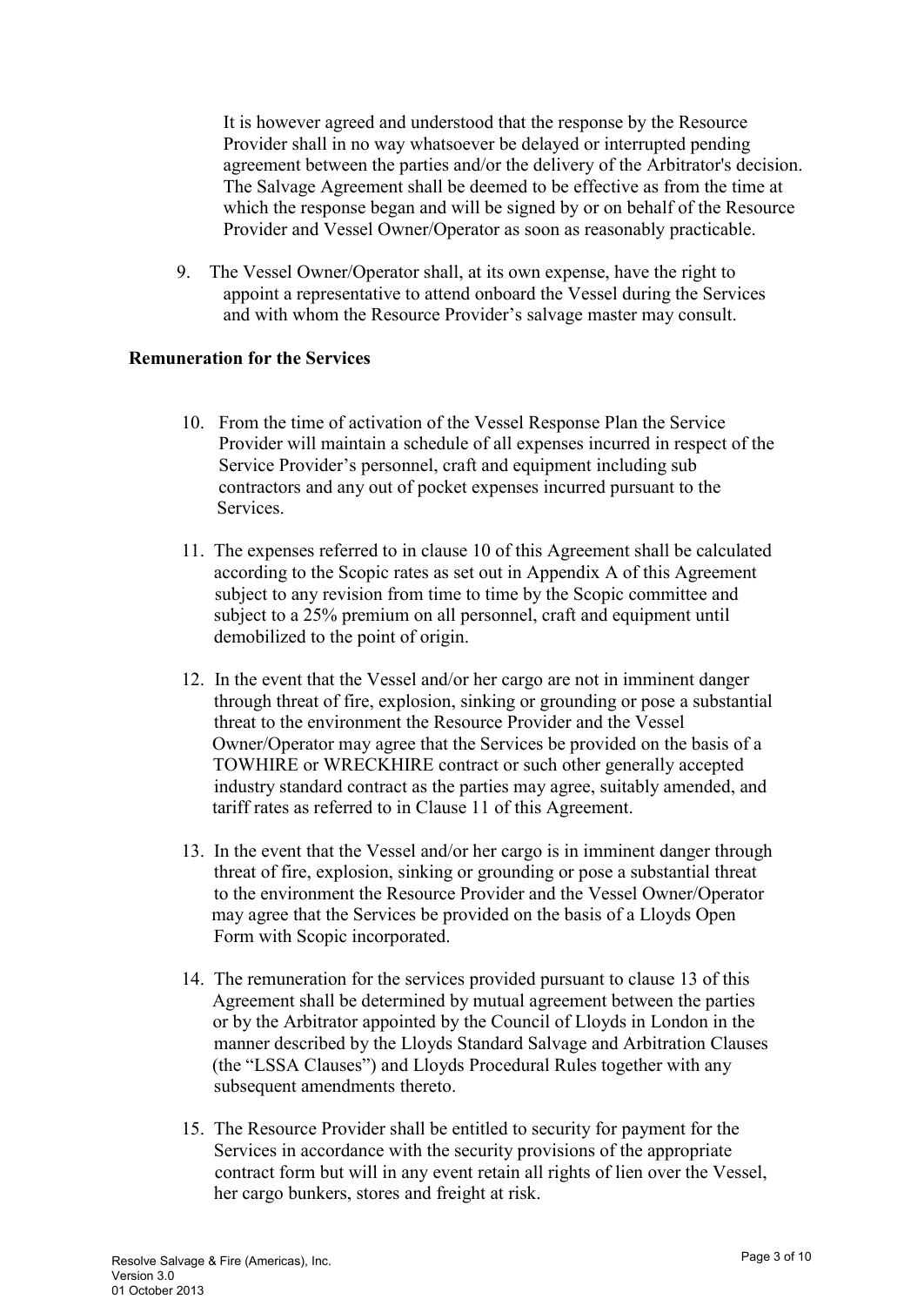It is however agreed and understood that the response by the Resource Provider shall in no way whatsoever be delayed or interrupted pending agreement between the parties and/or the delivery of the Arbitrator's decision. The Salvage Agreement shall be deemed to be effective as from the time at which the response began and will be signed by or on behalf of the Resource Provider and Vessel Owner/Operator as soon as reasonably practicable.

9. The Vessel Owner/Operator shall, at its own expense, have the right to appoint a representative to attend onboard the Vessel during the Services and with whom the Resource Provider's salvage master may consult.

**Remuneration for the Services**

10. From the time of activation of the Vessel Response Plan the Service Provider will maintain a schedule of all expenses incurred in respect of the Service Provider's personnel, craft and equipment including sub contractors and any out of pocket expenses incurred pursuant to the Services.

11. The expenses referred to in clause 10 of this Agreement shall be calculated according to the Scopic rates as set out in Appendix A of this Agreement subject to any revision from time to time by the Scopic committee and subject to a 25% premium on all personnel, craft and equipment until demobilized to the point of origin.

12. In the event that the Vessel and/or her cargo are not in imminent danger through threat of fire, explosion, sinking or grounding or pose a substantial threat to the environment the Resource Provider and the Vessel Owner/Operator may agree that the Services be provided on the basis of a TOWHIRE or WRECKHIRE contract or such other generally accepted industry standard contract as the parties may agree, suitably amended, and tariff rates as referred to in Clause 11 of this Agreement.

13. In the event that the Vessel and/or her cargo is in imminent danger through threat of fire, explosion, sinking or grounding or pose a substantial threat to the environment the Resource Provider and the Vessel Owner/Operator may agree that the Services be provided on the basis of a Lloyds Open Form with Scopic incorporated.

14. The remuneration for the services provided pursuant to clause 13 of this Agreement shall be determined by mutual agreement between the parties or by the Arbitrator appointed by the Council of Lloyds in London in the manner described by the Lloyds Standard Salvage and Arbitration Clauses (the "LSSA Clauses") and Lloyds Procedural Rules together with any subsequent amendments thereto.

15. The Resource Provider shall be entitled to security for payment for the Services in accordance with the security provisions of the appropriate contract form but will in any event retain all rights of lien over the Vessel, her cargo bunkers, stores and freight at risk.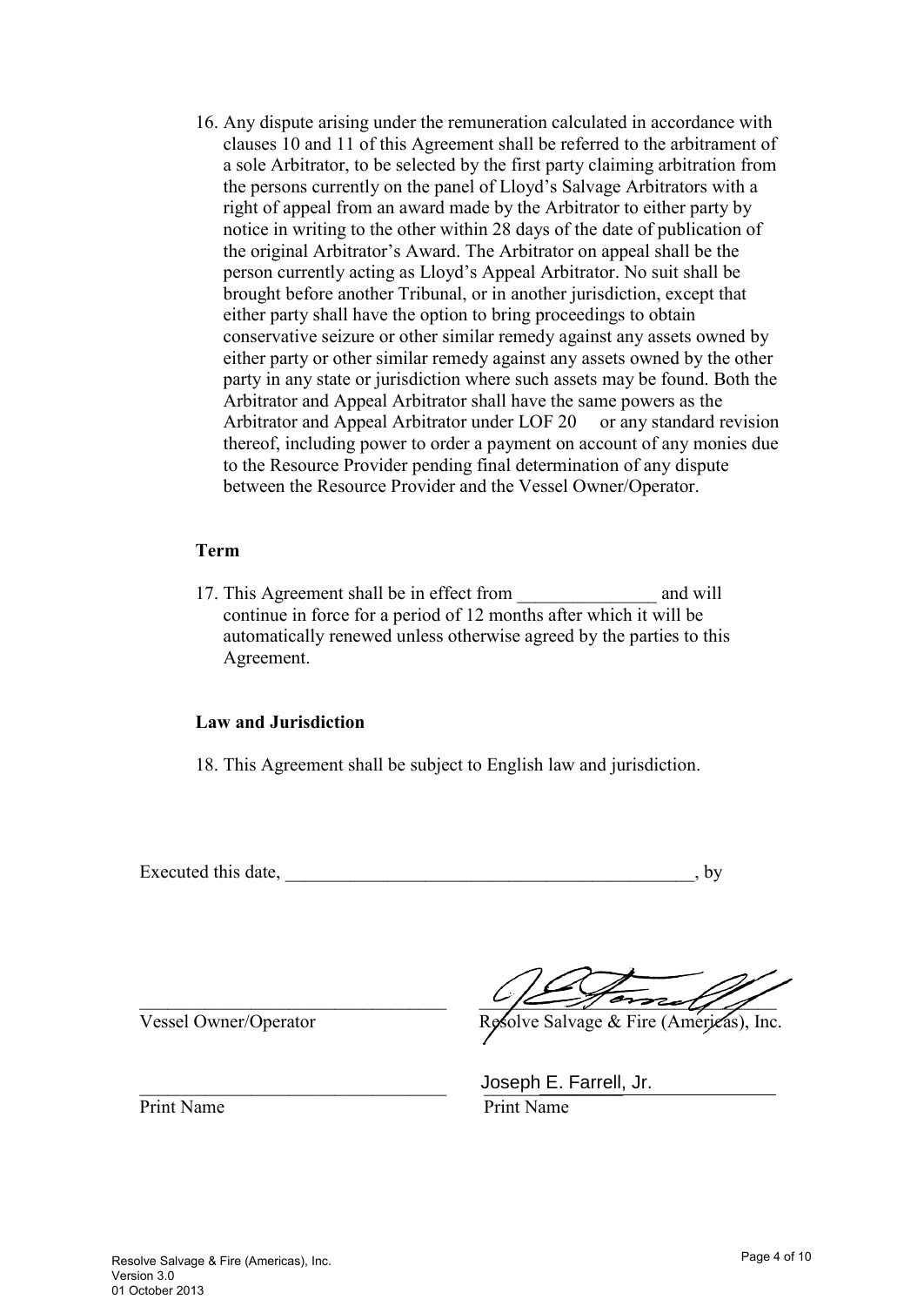16. Any dispute arising under the remuneration calculated in accordance with clauses 10 and 11 of this Agreement shall be referred to the arbitrament of a sole Arbitrator, to be selected by the first party claiming arbitration from the persons currently on the panel of Lloyd's Salvage Arbitrators with a right of appeal from an award made by the Arbitrator to either party by notice in writing to the other within 28 days of the date of publication of the original Arbitrator's Award. The Arbitrator on appeal shall be the person currently acting as Lloyd's Appeal Arbitrator. No suit shall be brought before another Tribunal, or in another jurisdiction, except that either party shall have the option to bring proceedings to obtain conservative seizure or other similar remedy against any assets owned by either party or other similar remedy against any assets owned by the other party in any state or jurisdiction where such assets may be found. Both the Arbitrator and Appeal Arbitrator shall have the same powers as the Arbitrator and Appeal Arbitrator under LOF 20     or any standard revision thereof, including power to order a payment on account of any monies due to the Resource Provider pending final determination of any dispute between the Resource Provider and the Vessel Owner/Operator.

**Term**

17. This Agreement shall be in effect from _______________ and will continue in force for a period of 12 months after which it will be automatically renewed unless otherwise agreed by the parties to this Agreement.

**Law and Jurisdiction**

18. This Agreement shall be subject to English law and jurisdiction.

Executed this date, ____________________________________________, by

| | |
|---|---|
| ________________________________ | ________________________________ |
| Vessel Owner/Operator | Resolve Salvage & Fire (Americas), Inc. |
| ________________________________ | Joseph E. Farrell, Jr. |
| Print Name | Print Name |

Resolve Salvage & Fire (Americas), Inc.
Version 3.0
01 October 2013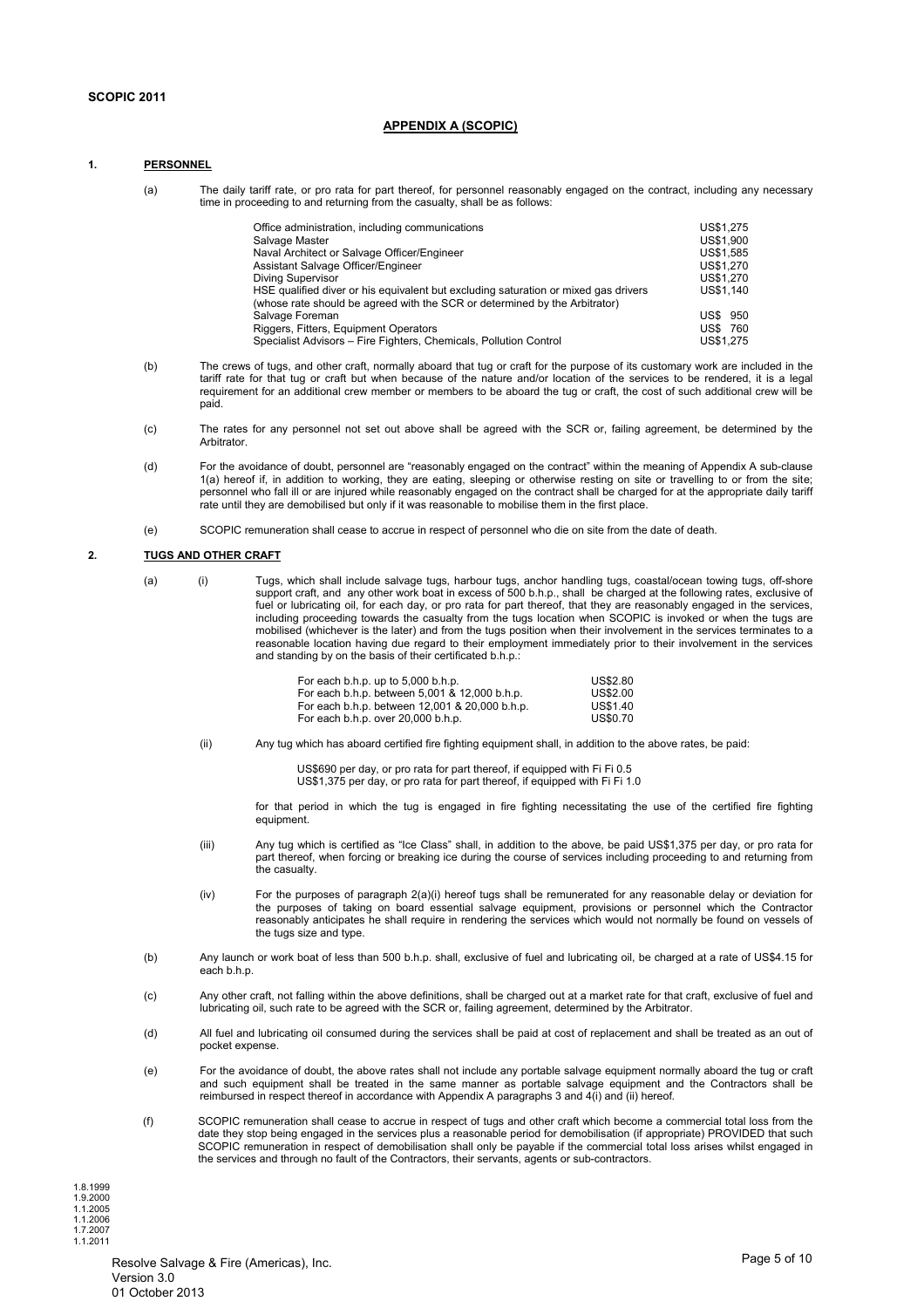**SCOPIC 2011**

## APPENDIX A (SCOPIC)

### 1. PERSONNEL

(a) The daily tariff rate, or pro rata for part thereof, for personnel reasonably engaged on the contract, including any necessary time in proceeding to and returning from the casualty, shall be as follows:

| | |
|---|---|
| Office administration, including communications | US$1,275 |
| Salvage Master | US$1,900 |
| Naval Architect or Salvage Officer/Engineer | US$1,585 |
| Assistant Salvage Officer/Engineer | US$1,270 |
| Diving Supervisor | US$1,270 |
| HSE qualified diver or his equivalent but excluding saturation or mixed gas drivers (whose rate should be agreed with the SCR or determined by the Arbitrator) | US$1,140 |
| Salvage Foreman | US$ 950 |
| Riggers, Fitters, Equipment Operators | US$ 760 |
| Specialist Advisors – Fire Fighters, Chemicals, Pollution Control | US$1,275 |

(b) The crews of tugs, and other craft, normally aboard that tug or craft for the purpose of its customary work are included in the tariff rate for that tug or craft but when because of the nature and/or location of the services to be rendered, it is a legal requirement for an additional crew member or members to be aboard the tug or craft, the cost of such additional crew will be paid.

(c) The rates for any personnel not set out above shall be agreed with the SCR or, failing agreement, be determined by the Arbitrator.

(d) For the avoidance of doubt, personnel are "reasonably engaged on the contract" within the meaning of Appendix A sub-clause 1(a) hereof if, in addition to working, they are eating, sleeping or otherwise resting on site or travelling to or from the site; personnel who fall ill or are injured while reasonably engaged on the contract shall be charged for at the appropriate daily tariff rate until they are demobilised but only if it was reasonable to mobilise them in the first place.

(e) SCOPIC remuneration shall cease to accrue in respect of personnel who die on site from the date of death.

### 2. TUGS AND OTHER CRAFT

(a) (i) Tugs, which shall include salvage tugs, harbour tugs, anchor handling tugs, coastal/ocean towing tugs, off-shore support craft, and any other work boat in excess of 500 b.h.p., shall be charged at the following rates, exclusive of fuel or lubricating oil, for each day, or pro rata for part thereof, that they are reasonably engaged in the services, including proceeding towards the casualty from the tugs location when SCOPIC is invoked or when the tugs are mobilised (whichever is the later) and from the tugs position when their involvement in the services terminates to a reasonable location having due regard to their employment immediately prior to their involvement in the services and standing by on the basis of their certificated b.h.p.:

| | |
|---|---|
| For each b.h.p. up to 5,000 b.h.p. | US$2.80 |
| For each b.h.p. between 5,001 & 12,000 b.h.p. | US$2.00 |
| For each b.h.p. between 12,001 & 20,000 b.h.p. | US$1.40 |
| For each b.h.p. over 20,000 b.h.p. | US$0.70 |

(ii) Any tug which has aboard certified fire fighting equipment shall, in addition to the above rates, be paid:

US$690 per day, or pro rata for part thereof, if equipped with Fi Fi 0.5
US$1,375 per day, or pro rata for part thereof, if equipped with Fi Fi 1.0

for that period in which the tug is engaged in fire fighting necessitating the use of the certified fire fighting equipment.

(iii) Any tug which is certified as "Ice Class" shall, in addition to the above, be paid US$1,375 per day, or pro rata for part thereof, when forcing or breaking ice during the course of services including proceeding to and returning from the casualty.

(iv) For the purposes of paragraph 2(a)(i) hereof tugs shall be remunerated for any reasonable delay or deviation for the purposes of taking on board essential salvage equipment, provisions or personnel which the Contractor reasonably anticipates he shall require in rendering the services which would not normally be found on vessels of the tugs size and type.

(b) Any launch or work boat of less than 500 b.h.p. shall, exclusive of fuel and lubricating oil, be charged at a rate of US$4.15 for each b.h.p.

(c) Any other craft, not falling within the above definitions, shall be charged out at a market rate for that craft, exclusive of fuel and lubricating oil, such rate to be agreed with the SCR or, failing agreement, determined by the Arbitrator.

(d) All fuel and lubricating oil consumed during the services shall be paid at cost of replacement and shall be treated as an out of pocket expense.

(e) For the avoidance of doubt, the above rates shall not include any portable salvage equipment normally aboard the tug or craft and such equipment shall be treated in the same manner as portable salvage equipment and the Contractors shall be reimbursed in respect thereof in accordance with Appendix A paragraphs 3 and 4(i) and (ii) hereof.

(f) SCOPIC remuneration shall cease to accrue in respect of tugs and other craft which become a commercial total loss from the date they stop being engaged in the services plus a reasonable period for demobilisation (if appropriate) PROVIDED that such SCOPIC remuneration in respect of demobilisation shall only be payable if the commercial total loss arises whilst engaged in the services and through no fault of the Contractors, their servants, agents or sub-contractors.

1.8.1999
1.9.2000
1.1.2005
1.1.2006
1.7.2007
1.1.2011

Resolve Salvage & Fire (Americas), Inc.
Version 3.0
01 October 2013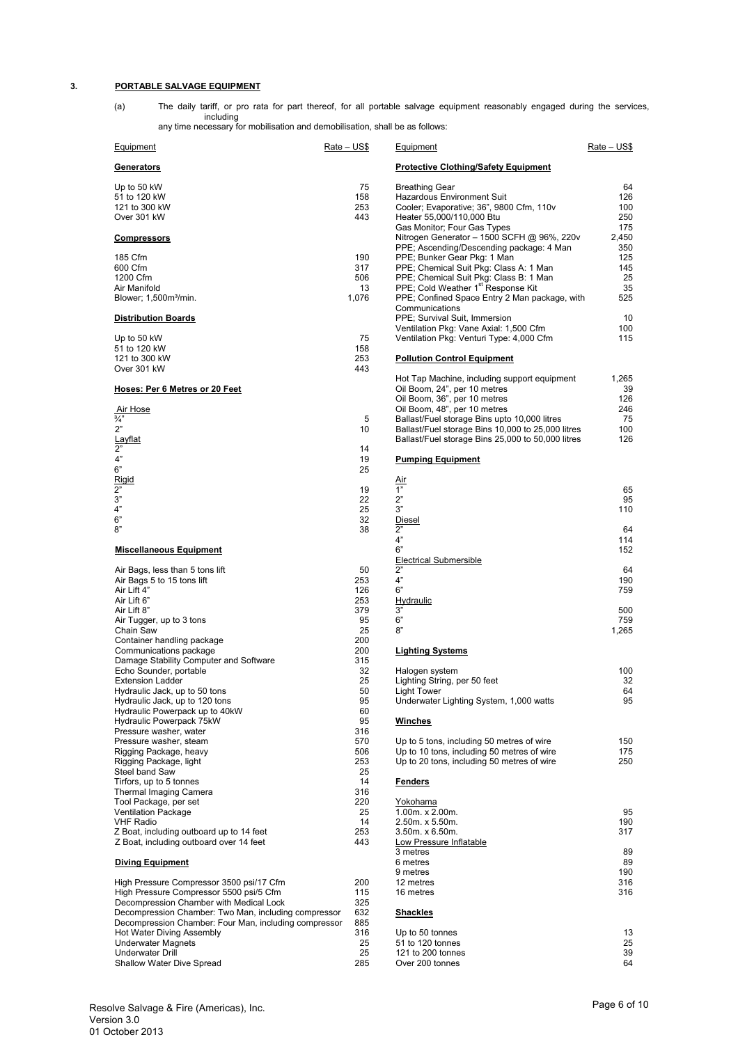## 3. PORTABLE SALVAGE EQUIPMENT

(a) The daily tariff, or pro rata for part thereof, for all portable salvage equipment reasonably engaged during the services, including any time necessary for mobilisation and demobilisation, shall be as follows:

| Equipment | Rate – US$ |
|---|---|
| **Generators** | |
| Up to 50 kW | 75 |
| 51 to 120 kW | 158 |
| 121 to 300 kW | 253 |
| Over 301 kW | 443 |
| **Compressors** | |
| 185 Cfm | 190 |
| 600 Cfm | 317 |
| 1200 Cfm | 506 |
| Air Manifold | 13 |
| Blower; 1,500m³/min. | 1,076 |
| **Distribution Boards** | |
| Up to 50 kW | 75 |
| 51 to 120 kW | 158 |
| 121 to 300 kW | 253 |
| Over 301 kW | 443 |
| **Hoses: Per 6 Metres or 20 Feet** | |
| Air Hose | |
| ¾" | 5 |
| 2" | 10 |
| Layflat | |
| 2" | 14 |
| 4" | 19 |
| 6" | 25 |
| Rigid | |
| 2" | 19 |
| 3" | 22 |
| 4" | 25 |
| 6" | 32 |
| 8" | 38 |
| **Miscellaneous Equipment** | |
| Air Bags, less than 5 tons lift | 50 |
| Air Bags 5 to 15 tons lift | 253 |
| Air Lift 4" | 126 |
| Air Lift 6" | 253 |
| Air Lift 8" | 379 |
| Air Tugger, up to 3 tons | 95 |
| Chain Saw | 25 |
| Container handling package | 200 |
| Communications package | 200 |
| Damage Stability Computer and Software | 315 |
| Echo Sounder, portable | 32 |
| Extension Ladder | 25 |
| Hydraulic Jack, up to 50 tons | 50 |
| Hydraulic Jack, up to 120 tons | 95 |
| Hydraulic Powerpack up to 40kW | 60 |
| Hydraulic Powerpack 75kW | 95 |
| Pressure washer, water | 316 |
| Pressure washer, steam | 570 |
| Rigging Package, heavy | 506 |
| Rigging Package, light | 253 |
| Steel band Saw | 25 |
| Tirfors, up to 5 tonnes | 14 |
| Thermal Imaging Camera | 316 |
| Tool Package, per set | 220 |
| Ventilation Package | 25 |
| VHF Radio | 14 |
| Z Boat, including outboard up to 14 feet | 253 |
| Z Boat, including outboard over 14 feet | 443 |
| **Diving Equipment** | |
| High Pressure Compressor 3500 psi/17 Cfm | 200 |
| High Pressure Compressor 5500 psi/5 Cfm | 115 |
| Decompression Chamber with Medical Lock | 325 |
| Decompression Chamber: Two Man, including compressor | 632 |
| Decompression Chamber: Four Man, including compressor | 885 |
| Hot Water Diving Assembly | 316 |
| Underwater Magnets | 25 |
| Underwater Drill | 25 |
| Shallow Water Dive Spread | 285 |

| Equipment | Rate – US$ |
|---|---|
| **Protective Clothing/Safety Equipment** | |
| Breathing Gear | 64 |
| Hazardous Environment Suit | 126 |
| Cooler; Evaporative; 36", 9800 Cfm, 110v | 100 |
| Heater 55,000/110,000 Btu | 250 |
| Gas Monitor; Four Gas Types | 175 |
| Nitrogen Generator – 1500 SCFH @ 96%, 220v | 2,450 |
| PPE; Ascending/Descending package: 4 Man | 350 |
| PPE; Bunker Gear Pkg: 1 Man | 125 |
| PPE; Chemical Suit Pkg: Class A: 1 Man | 145 |
| PPE; Chemical Suit Pkg: Class B: 1 Man | 25 |
| PPE; Cold Weather 1st Response Kit | 35 |
| PPE; Confined Space Entry 2 Man package, with Communications | 525 |
| PPE; Survival Suit, Immersion | 10 |
| Ventilation Pkg: Vane Axial: 1,500 Cfm | 100 |
| Ventilation Pkg: Venturi Type: 4,000 Cfm | 115 |
| **Pollution Control Equipment** | |
| Hot Tap Machine, including support equipment | 1,265 |
| Oil Boom, 24", per 10 metres | 39 |
| Oil Boom, 36", per 10 metres | 126 |
| Oil Boom, 48", per 10 metres | 246 |
| Ballast/Fuel storage Bins upto 10,000 litres | 75 |
| Ballast/Fuel storage Bins 10,000 to 25,000 litres | 100 |
| Ballast/Fuel storage Bins 25,000 to 50,000 litres | 126 |
| **Pumping Equipment** | |
| Air | |
| 1" | 65 |
| 2" | 95 |
| 3" | 110 |
| Diesel | |
| 2" | 64 |
| 4" | 114 |
| 6" | 152 |
| Electrical Submersible | |
| 2" | 64 |
| 4" | 190 |
| 6" | 759 |
| Hydraulic | |
| 3" | 500 |
| 6" | 759 |
| 8" | 1,265 |
| **Lighting Systems** | |
| Halogen system | 100 |
| Lighting String, per 50 feet | 32 |
| Light Tower | 64 |
| Underwater Lighting System, 1,000 watts | 95 |
| **Winches** | |
| Up to 5 tons, including 50 metres of wire | 150 |
| Up to 10 tons, including 50 metres of wire | 175 |
| Up to 20 tons, including 50 metres of wire | 250 |
| **Fenders** | |
| Yokohama | |
| 1.00m. x 2.00m. | 95 |
| 2.50m. x 5.50m. | 190 |
| 3.50m. x 6.50m. | 317 |
| Low Pressure Inflatable | |
| 3 metres | 89 |
| 6 metres | 89 |
| 9 metres | 190 |
| 12 metres | 316 |
| 16 metres | 316 |
| **Shackles** | |
| Up to 50 tonnes | 13 |
| 51 to 120 tonnes | 25 |
| 121 to 200 tonnes | 39 |
| Over 200 tonnes | 64 |

Resolve Salvage & Fire (Americas), Inc.
Version 3.0
01 October 2013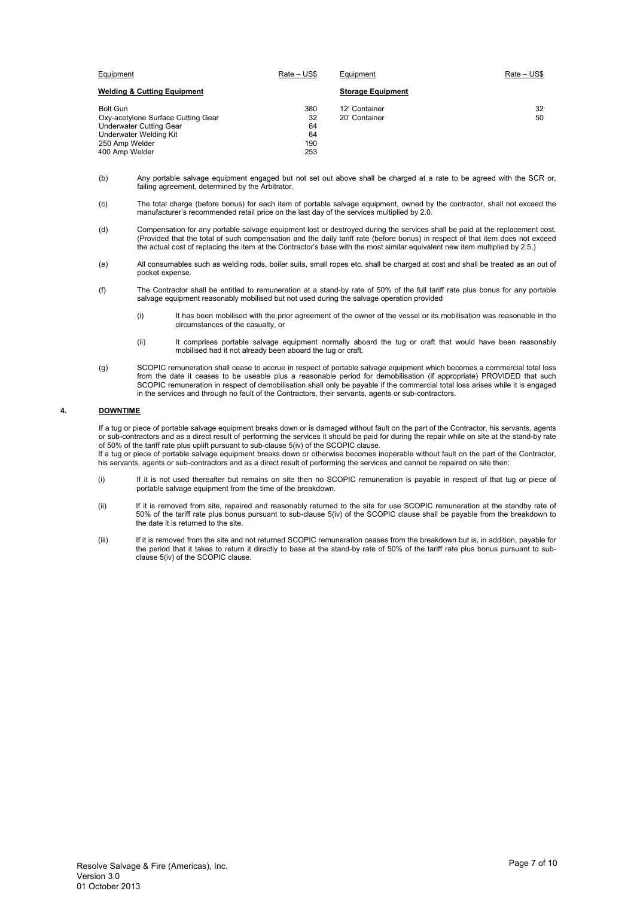| Equipment | Rate – US$ | Equipment | Rate – US$ |
|---|---|---|---|
| **Welding & Cutting Equipment** | | **Storage Equipment** | |
| Bolt Gun | 380 | 12' Container | 32 |
| Oxy-acetylene Surface Cutting Gear | 32 | 20' Container | 50 |
| Underwater Cutting Gear | 64 | | |
| Underwater Welding Kit | 64 | | |
| 250 Amp Welder | 190 | | |
| 400 Amp Welder | 253 | | |

(b) Any portable salvage equipment engaged but not set out above shall be charged at a rate to be agreed with the SCR or, failing agreement, determined by the Arbitrator.

(c) The total charge (before bonus) for each item of portable salvage equipment, owned by the contractor, shall not exceed the manufacturer's recommended retail price on the last day of the services multiplied by 2.0.

(d) Compensation for any portable salvage equipment lost or destroyed during the services shall be paid at the replacement cost. (Provided that the total of such compensation and the daily tariff rate (before bonus) in respect of that item does not exceed the actual cost of replacing the item at the Contractor's base with the most similar equivalent new item multiplied by 2.5.)

(e) All consumables such as welding rods, boiler suits, small ropes etc. shall be charged at cost and shall be treated as an out of pocket expense.

(f) The Contractor shall be entitled to remuneration at a stand-by rate of 50% of the full tariff rate plus bonus for any portable salvage equipment reasonably mobilised but not used during the salvage operation provided

  (i) It has been mobilised with the prior agreement of the owner of the vessel or its mobilisation was reasonable in the circumstances of the casualty, or

  (ii) It comprises portable salvage equipment normally aboard the tug or craft that would have been reasonably mobilised had it not already been aboard the tug or craft.

(g) SCOPIC remuneration shall cease to accrue in respect of portable salvage equipment which becomes a commercial total loss from the date it ceases to be useable plus a reasonable period for demobilisation (if appropriate) PROVIDED that such SCOPIC remuneration in respect of demobilisation shall only be payable if the commercial total loss arises while it is engaged in the services and through no fault of the Contractors, their servants, agents or sub-contractors.

## 4. DOWNTIME

If a tug or piece of portable salvage equipment breaks down or is damaged without fault on the part of the Contractor, his servants, agents or sub-contractors and as a direct result of performing the services it should be paid for during the repair while on site at the stand-by rate of 50% of the tariff rate plus uplift pursuant to sub-clause 5(iv) of the SCOPIC clause.
If a tug or piece of portable salvage equipment breaks down or otherwise becomes inoperable without fault on the part of the Contractor, his servants, agents or sub-contractors and as a direct result of performing the services and cannot be repaired on site then:

(i) If it is not used thereafter but remains on site then no SCOPIC remuneration is payable in respect of that tug or piece of portable salvage equipment from the time of the breakdown.

(ii) If it is removed from site, repaired and reasonably returned to the site for use SCOPIC remuneration at the standby rate of 50% of the tariff rate plus bonus pursuant to sub-clause 5(iv) of the SCOPIC clause shall be payable from the breakdown to the date it is returned to the site.

(iii) If it is removed from the site and not returned SCOPIC remuneration ceases from the breakdown but is, in addition, payable for the period that it takes to return it directly to base at the stand-by rate of 50% of the tariff rate plus bonus pursuant to sub-clause 5(iv) of the SCOPIC clause.

Resolve Salvage & Fire (Americas), Inc.
Version 3.0
01 October 2013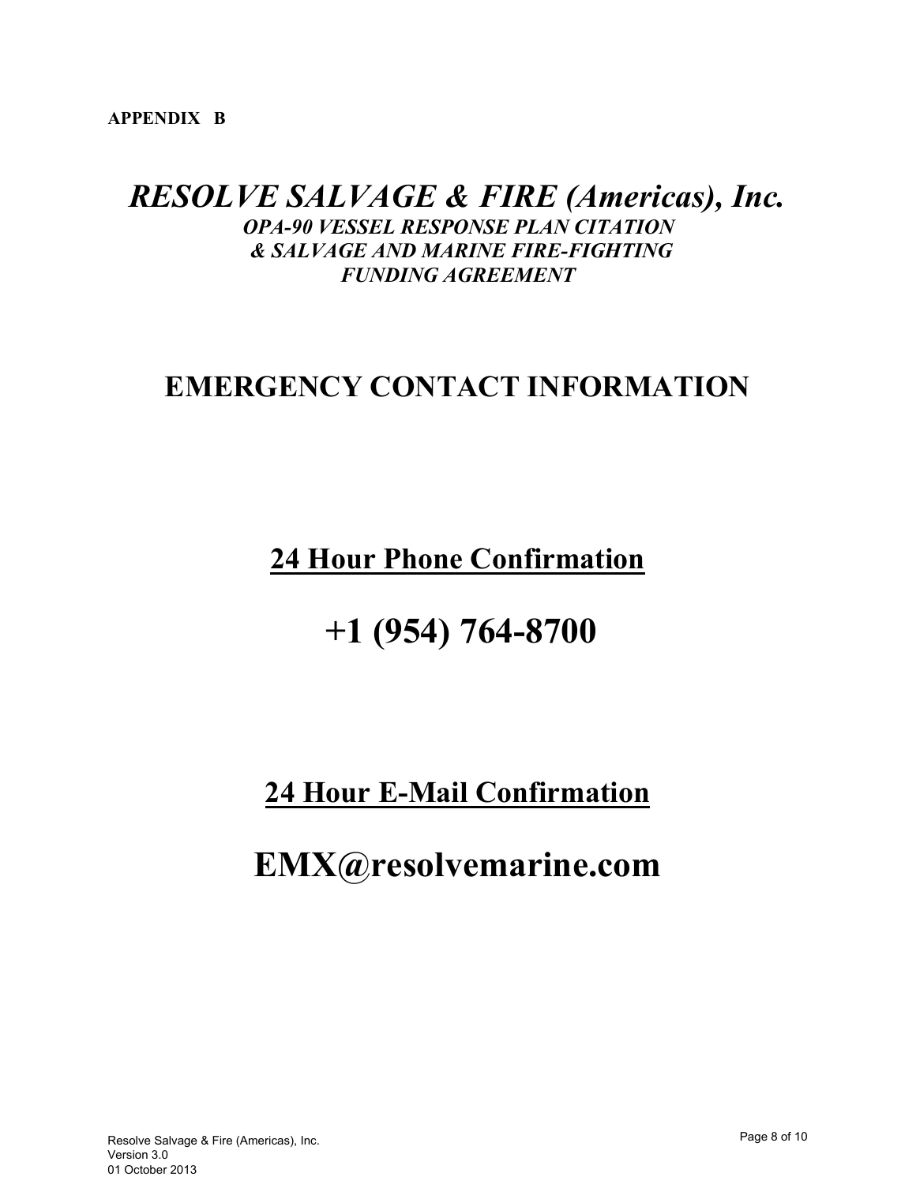**APPENDIX B**

# *RESOLVE SALVAGE & FIRE (Americas), Inc.*

***OPA-90 VESSEL RESPONSE PLAN CITATION & SALVAGE AND MARINE FIRE-FIGHTING FUNDING AGREEMENT***

## EMERGENCY CONTACT INFORMATION

### 24 Hour Phone Confirmation

## +1 (954) 764-8700

### 24 Hour E-Mail Confirmation

## EMX@resolvemarine.com

Resolve Salvage & Fire (Americas), Inc.
Version 3.0
01 October 2013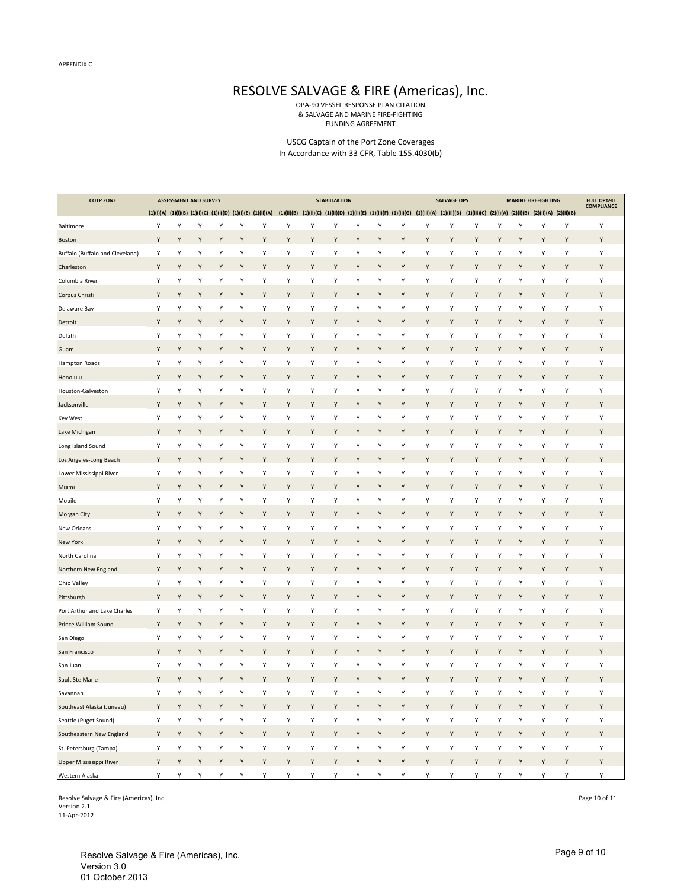APPENDIX C

# RESOLVE SALVAGE & FIRE (Americas), Inc.

OPA-90 VESSEL RESPONSE PLAN CITATION
& SALVAGE AND MARINE FIRE-FIGHTING
FUNDING AGREEMENT

USCG Captain of the Port Zone Coverages
In Accordance with 33 CFR, Table 155.4030(b)

| COTP ZONE | ASSESSMENT AND SURVEY | | | | | | STABILIZATION | | | | | | SALVAGE OPS | | | MARINE FIREFIGHTING | | | | FULL OPA90 COMPLIANCE |
|---|---|---|---|---|---|---|---|---|---|---|---|---|---|---|---|---|---|---|---|---|
| | (1)(i)(A) | (1)(i)(B) | (1)(i)(C) | (1)(i)(D) | (1)(i)(E) | (1)(ii)(A) | (1)(ii)(B) | (1)(ii)(C) | (1)(ii)(D) | (1)(ii)(E) | (1)(ii)(F) | (1)(ii)(G) | (1)(iii)(A) | (1)(iii)(B) | (1)(iii)(C) | (2)(i)(A) | (2)(i)(B) | (2)(ii)(A) | (2)(ii)(B) | |
| Baltimore | Y | Y | Y | Y | Y | Y | Y | Y | Y | Y | Y | Y | Y | Y | Y | Y | Y | Y | Y | Y |
| Boston | Y | Y | Y | Y | Y | Y | Y | Y | Y | Y | Y | Y | Y | Y | Y | Y | Y | Y | Y | Y |
| Buffalo (Buffalo and Cleveland) | Y | Y | Y | Y | Y | Y | Y | Y | Y | Y | Y | Y | Y | Y | Y | Y | Y | Y | Y | Y |
| Charleston | Y | Y | Y | Y | Y | Y | Y | Y | Y | Y | Y | Y | Y | Y | Y | Y | Y | Y | Y | Y |
| Columbia River | Y | Y | Y | Y | Y | Y | Y | Y | Y | Y | Y | Y | Y | Y | Y | Y | Y | Y | Y | Y |
| Corpus Christi | Y | Y | Y | Y | Y | Y | Y | Y | Y | Y | Y | Y | Y | Y | Y | Y | Y | Y | Y | Y |
| Delaware Bay | Y | Y | Y | Y | Y | Y | Y | Y | Y | Y | Y | Y | Y | Y | Y | Y | Y | Y | Y | Y |
| Detroit | Y | Y | Y | Y | Y | Y | Y | Y | Y | Y | Y | Y | Y | Y | Y | Y | Y | Y | Y | Y |
| Duluth | Y | Y | Y | Y | Y | Y | Y | Y | Y | Y | Y | Y | Y | Y | Y | Y | Y | Y | Y | Y |
| Guam | Y | Y | Y | Y | Y | Y | Y | Y | Y | Y | Y | Y | Y | Y | Y | Y | Y | Y | Y | Y |
| Hampton Roads | Y | Y | Y | Y | Y | Y | Y | Y | Y | Y | Y | Y | Y | Y | Y | Y | Y | Y | Y | Y |
| Honolulu | Y | Y | Y | Y | Y | Y | Y | Y | Y | Y | Y | Y | Y | Y | Y | Y | Y | Y | Y | Y |
| Houston-Galveston | Y | Y | Y | Y | Y | Y | Y | Y | Y | Y | Y | Y | Y | Y | Y | Y | Y | Y | Y | Y |
| Jacksonville | Y | Y | Y | Y | Y | Y | Y | Y | Y | Y | Y | Y | Y | Y | Y | Y | Y | Y | Y | Y |
| Key West | Y | Y | Y | Y | Y | Y | Y | Y | Y | Y | Y | Y | Y | Y | Y | Y | Y | Y | Y | Y |
| Lake Michigan | Y | Y | Y | Y | Y | Y | Y | Y | Y | Y | Y | Y | Y | Y | Y | Y | Y | Y | Y | Y |
| Long Island Sound | Y | Y | Y | Y | Y | Y | Y | Y | Y | Y | Y | Y | Y | Y | Y | Y | Y | Y | Y | Y |
| Los Angeles-Long Beach | Y | Y | Y | Y | Y | Y | Y | Y | Y | Y | Y | Y | Y | Y | Y | Y | Y | Y | Y | Y |
| Lower Mississippi River | Y | Y | Y | Y | Y | Y | Y | Y | Y | Y | Y | Y | Y | Y | Y | Y | Y | Y | Y | Y |
| Miami | Y | Y | Y | Y | Y | Y | Y | Y | Y | Y | Y | Y | Y | Y | Y | Y | Y | Y | Y | Y |
| Mobile | Y | Y | Y | Y | Y | Y | Y | Y | Y | Y | Y | Y | Y | Y | Y | Y | Y | Y | Y | Y |
| Morgan City | Y | Y | Y | Y | Y | Y | Y | Y | Y | Y | Y | Y | Y | Y | Y | Y | Y | Y | Y | Y |
| New Orleans | Y | Y | Y | Y | Y | Y | Y | Y | Y | Y | Y | Y | Y | Y | Y | Y | Y | Y | Y | Y |
| New York | Y | Y | Y | Y | Y | Y | Y | Y | Y | Y | Y | Y | Y | Y | Y | Y | Y | Y | Y | Y |
| North Carolina | Y | Y | Y | Y | Y | Y | Y | Y | Y | Y | Y | Y | Y | Y | Y | Y | Y | Y | Y | Y |
| Northern New England | Y | Y | Y | Y | Y | Y | Y | Y | Y | Y | Y | Y | Y | Y | Y | Y | Y | Y | Y | Y |
| Ohio Valley | Y | Y | Y | Y | Y | Y | Y | Y | Y | Y | Y | Y | Y | Y | Y | Y | Y | Y | Y | Y |
| Pittsburgh | Y | Y | Y | Y | Y | Y | Y | Y | Y | Y | Y | Y | Y | Y | Y | Y | Y | Y | Y | Y |
| Port Arthur and Lake Charles | Y | Y | Y | Y | Y | Y | Y | Y | Y | Y | Y | Y | Y | Y | Y | Y | Y | Y | Y | Y |
| Prince William Sound | Y | Y | Y | Y | Y | Y | Y | Y | Y | Y | Y | Y | Y | Y | Y | Y | Y | Y | Y | Y |
| San Diego | Y | Y | Y | Y | Y | Y | Y | Y | Y | Y | Y | Y | Y | Y | Y | Y | Y | Y | Y | Y |
| San Francisco | Y | Y | Y | Y | Y | Y | Y | Y | Y | Y | Y | Y | Y | Y | Y | Y | Y | Y | Y | Y |
| San Juan | Y | Y | Y | Y | Y | Y | Y | Y | Y | Y | Y | Y | Y | Y | Y | Y | Y | Y | Y | Y |
| Sault Ste Marie | Y | Y | Y | Y | Y | Y | Y | Y | Y | Y | Y | Y | Y | Y | Y | Y | Y | Y | Y | Y |
| Savannah | Y | Y | Y | Y | Y | Y | Y | Y | Y | Y | Y | Y | Y | Y | Y | Y | Y | Y | Y | Y |
| Southeast Alaska (Juneau) | Y | Y | Y | Y | Y | Y | Y | Y | Y | Y | Y | Y | Y | Y | Y | Y | Y | Y | Y | Y |
| Seattle (Puget Sound) | Y | Y | Y | Y | Y | Y | Y | Y | Y | Y | Y | Y | Y | Y | Y | Y | Y | Y | Y | Y |
| Southeastern New England | Y | Y | Y | Y | Y | Y | Y | Y | Y | Y | Y | Y | Y | Y | Y | Y | Y | Y | Y | Y |
| St. Petersburg (Tampa) | Y | Y | Y | Y | Y | Y | Y | Y | Y | Y | Y | Y | Y | Y | Y | Y | Y | Y | Y | Y |
| Upper Mississippi River | Y | Y | Y | Y | Y | Y | Y | Y | Y | Y | Y | Y | Y | Y | Y | Y | Y | Y | Y | Y |
| Western Alaska | Y | Y | Y | Y | Y | Y | Y | Y | Y | Y | Y | Y | Y | Y | Y | Y | Y | Y | Y | Y |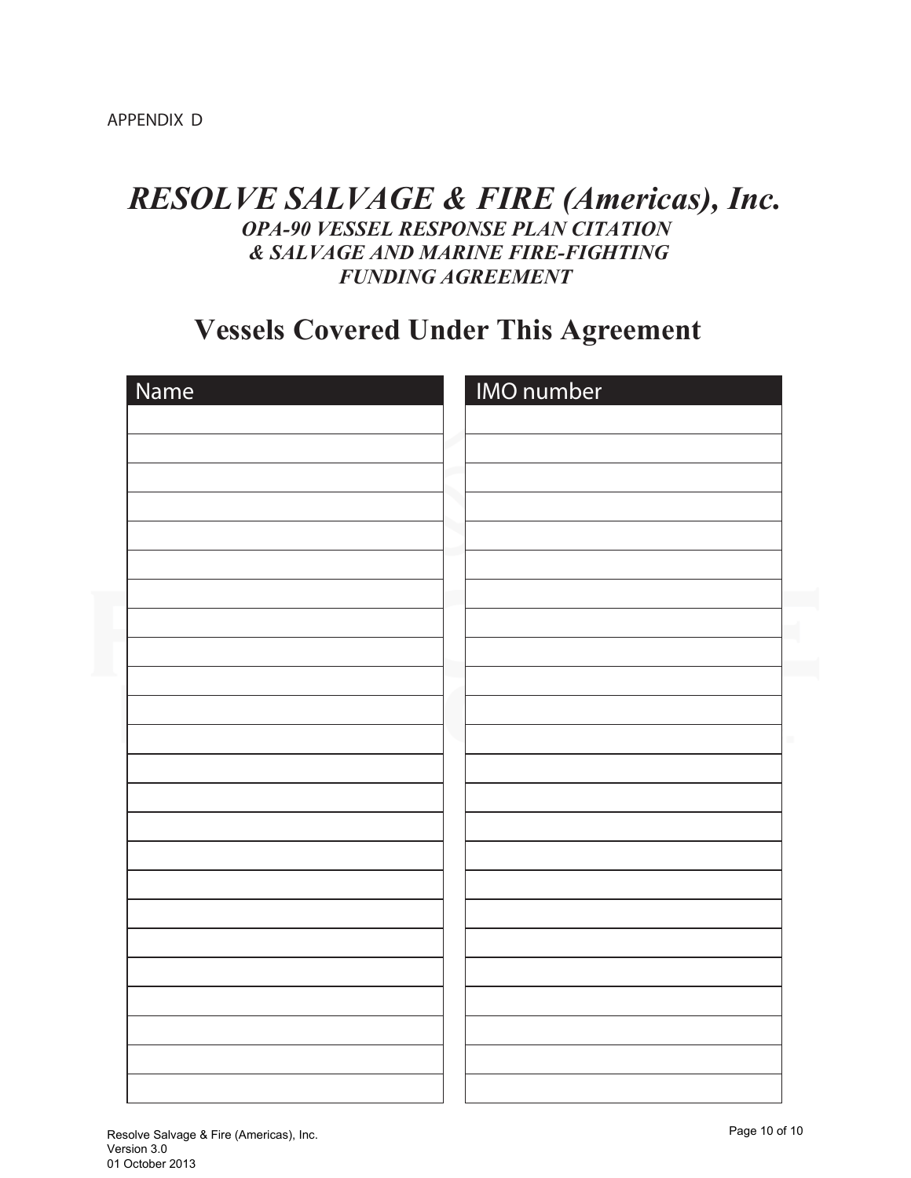APPENDIX D

# *RESOLVE SALVAGE & FIRE (Americas), Inc.*

***OPA-90 VESSEL RESPONSE PLAN CITATION***
***& SALVAGE AND MARINE FIRE-FIGHTING***
***FUNDING AGREEMENT***

## Vessels Covered Under This Agreement

| Name | IMO number |
|---|---|
| | |
| | |
| | |
| | |
| | |
| | |
| | |
| | |
| | |
| | |
| | |
| | |
| | |
| | |
| | |
| | |
| | |
| | |
| | |
| | |
| | |
| | |
| | |
| | |

Resolve Salvage & Fire (Americas), Inc.
Version 3.0
01 October 2013